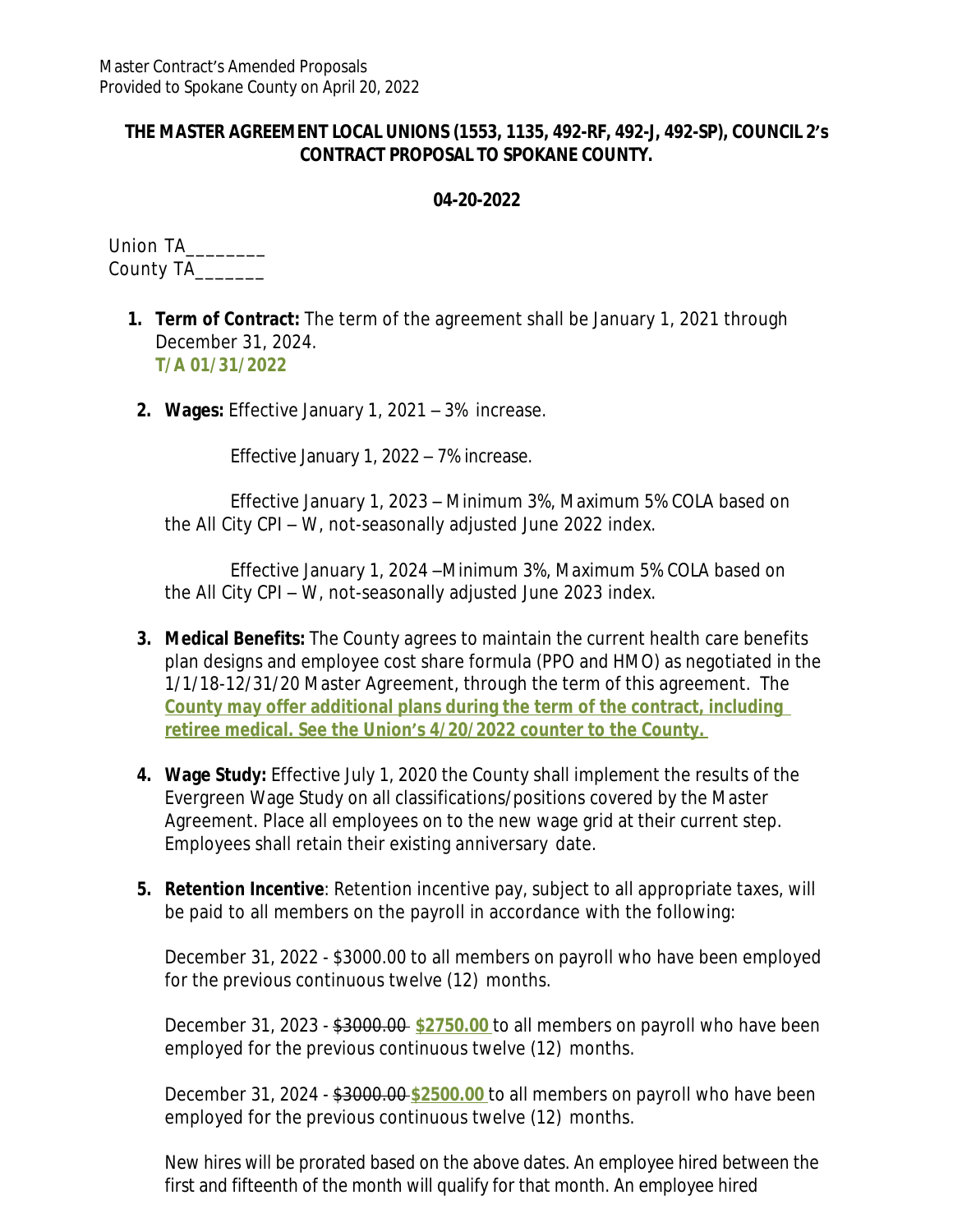Master Contract's Amended Proposals
Provided to Spokane County on April 20, 2022

**THE MASTER AGREEMENT LOCAL UNIONS (1553, 1135, 492-RF, 492-J, 492-SP), COUNCIL 2's CONTRACT PROPOSAL TO SPOKANE COUNTY.**

**04-20-2022**

Union TA________
County TA_______

1. **Term of Contract:** The term of the agreement shall be January 1, 2021 through December 31, 2024.
   **T/A 01/31/2022**

2. **Wages:** Effective January 1, 2021 – 3% increase.

   Effective January 1, 2022 – 7% increase.

   Effective January 1, 2023 – Minimum 3%, Maximum 5% COLA based on the All City CPI – W, not-seasonally adjusted June 2022 index.

   Effective January 1, 2024 –Minimum 3%, Maximum 5% COLA based on the All City CPI – W, not-seasonally adjusted June 2023 index.

3. **Medical Benefits:** The County agrees to maintain the current health care benefits plan designs and employee cost share formula (PPO and HMO) as negotiated in the 1/1/18-12/31/20 Master Agreement, through the term of this agreement. The <u>**County may offer additional plans during the term of the contract, including retiree medical. See the Union's 4/20/2022 counter to the County.**</u>

4. **Wage Study:** Effective July 1, 2020 the County shall implement the results of the Evergreen Wage Study on all classifications/positions covered by the Master Agreement. Place all employees on to the new wage grid at their current step. Employees shall retain their existing anniversary date.

5. **Retention Incentive**: Retention incentive pay, subject to all appropriate taxes, will be paid to all members on the payroll in accordance with the following:

   December 31, 2022 - $3000.00 to all members on payroll who have been employed for the previous continuous twelve (12) months.

   December 31, 2023 - ~~$3000.00~~ <u>**$2750.00**</u> to all members on payroll who have been employed for the previous continuous twelve (12) months.

   December 31, 2024 - ~~$3000.00~~ <u>**$2500.00**</u> to all members on payroll who have been employed for the previous continuous twelve (12) months.

   New hires will be prorated based on the above dates. An employee hired between the first and fifteenth of the month will qualify for that month. An employee hired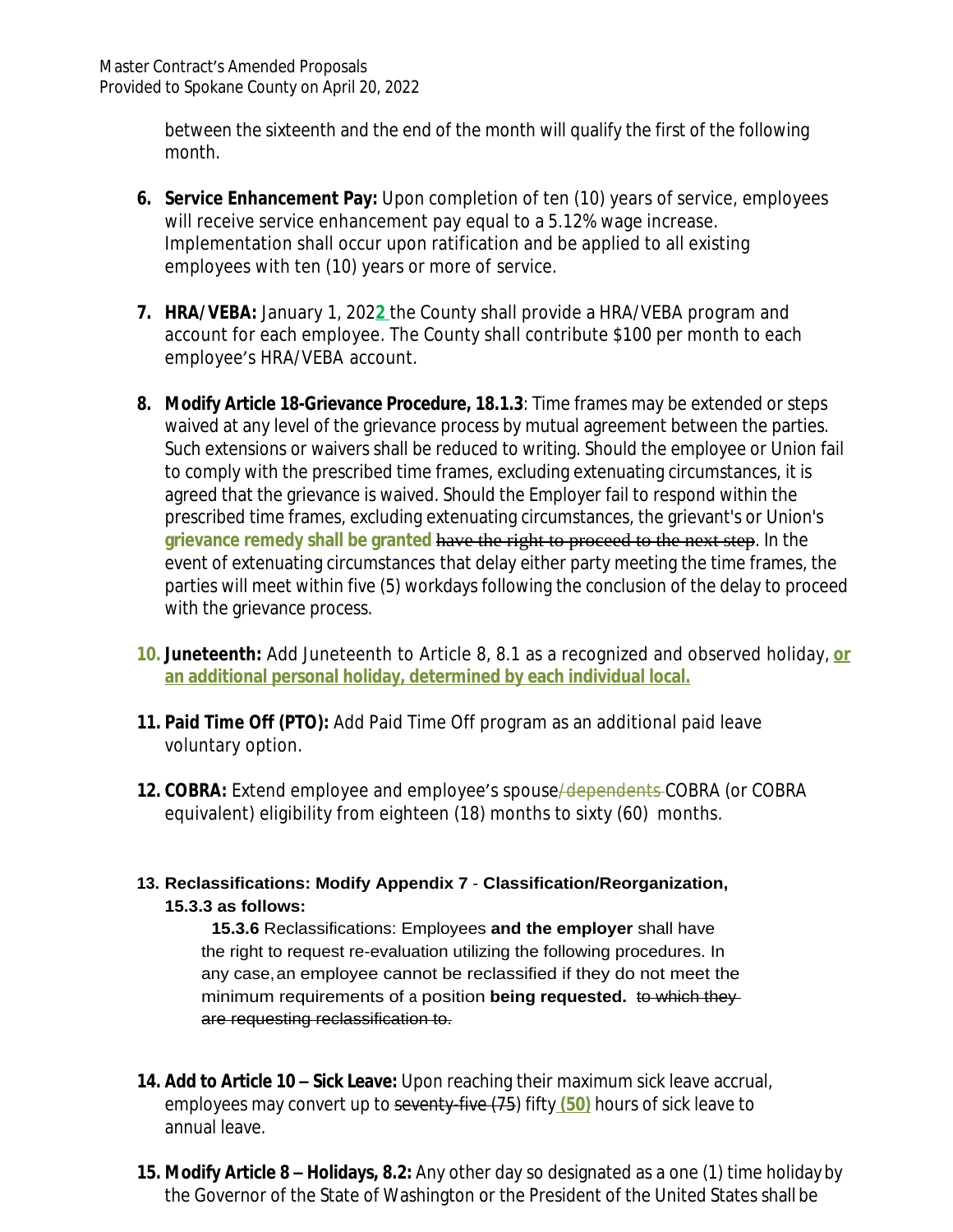between the sixteenth and the end of the month will qualify the first of the following month.

6. **Service Enhancement Pay:** Upon completion of ten (10) years of service, employees will receive service enhancement pay equal to a 5.12% wage increase. Implementation shall occur upon ratification and be applied to all existing employees with ten (10) years or more of service.

7. **HRA/VEBA:** January 1, 202**2** the County shall provide a HRA/VEBA program and account for each employee. The County shall contribute $100 per month to each employee's HRA/VEBA account.

8. **Modify Article 18-Grievance Procedure, 18.1.3**: Time frames may be extended or steps waived at any level of the grievance process by mutual agreement between the parties. Such extensions or waivers shall be reduced to writing. Should the employee or Union fail to comply with the prescribed time frames, excluding extenuating circumstances, it is agreed that the grievance is waived. Should the Employer fail to respond within the prescribed time frames, excluding extenuating circumstances, the grievant's or Union's **grievance remedy shall be granted** ~~have the right to proceed to the next step~~. In the event of extenuating circumstances that delay either party meeting the time frames, the parties will meet within five (5) workdays following the conclusion of the delay to proceed with the grievance process.

10. **Juneteenth:** Add Juneteenth to Article 8, 8.1 as a recognized and observed holiday, **or an additional personal holiday, determined by each individual local.**

11. **Paid Time Off (PTO):** Add Paid Time Off program as an additional paid leave voluntary option.

12. **COBRA:** Extend employee and employee's spouse~~/dependents~~ COBRA (or COBRA equivalent) eligibility from eighteen (18) months to sixty (60) months.

13. **Reclassifications: Modify Appendix 7 - Classification/Reorganization, 15.3.3 as follows:**

    **15.3.6** Reclassifications: Employees **and the employer** shall have the right to request re-evaluation utilizing the following procedures. In any case, an employee cannot be reclassified if they do not meet the minimum requirements of a position **being requested.** ~~to which they are requesting reclassification to.~~

14. **Add to Article 10 – Sick Leave:** Upon reaching their maximum sick leave accrual, employees may convert up to ~~seventy-five (75~~) fifty **(50)** hours of sick leave to annual leave.

15. **Modify Article 8 – Holidays, 8.2:** Any other day so designated as a one (1) time holiday by the Governor of the State of Washington or the President of the United States shall be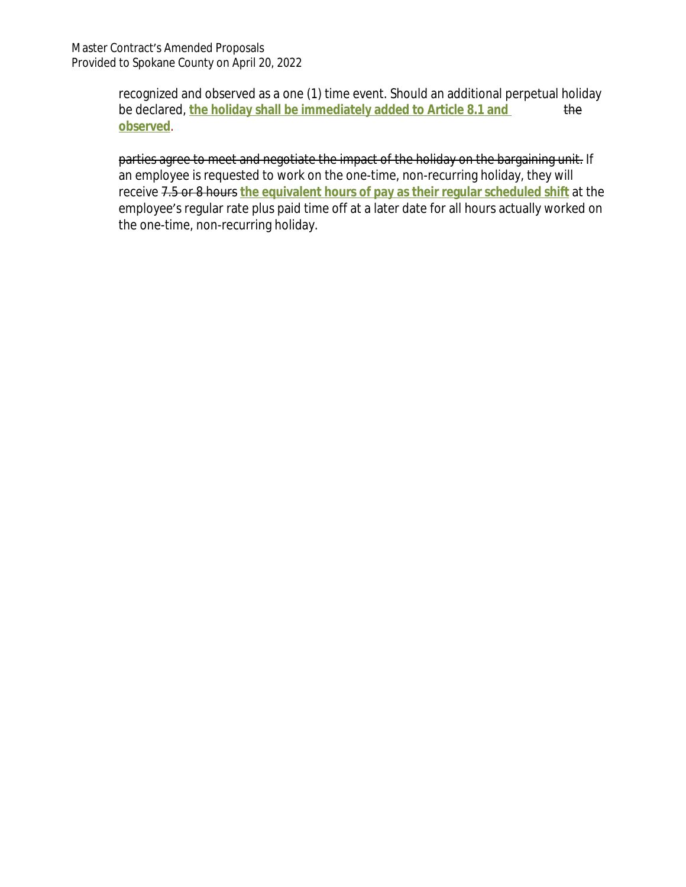recognized and observed as a one (1) time event. Should an additional perpetual holiday be declared, **the holiday shall be immediately added to Article 8.1 and** ~~the~~ **observed**.

~~parties agree to meet and negotiate the impact of the holiday on the bargaining unit.~~ If an employee is requested to work on the one-time, non-recurring holiday, they will receive ~~7.5 or 8 hours~~ **the equivalent hours of pay as their regular scheduled shift** at the employee's regular rate plus paid time off at a later date for all hours actually worked on the one-time, non-recurring holiday.